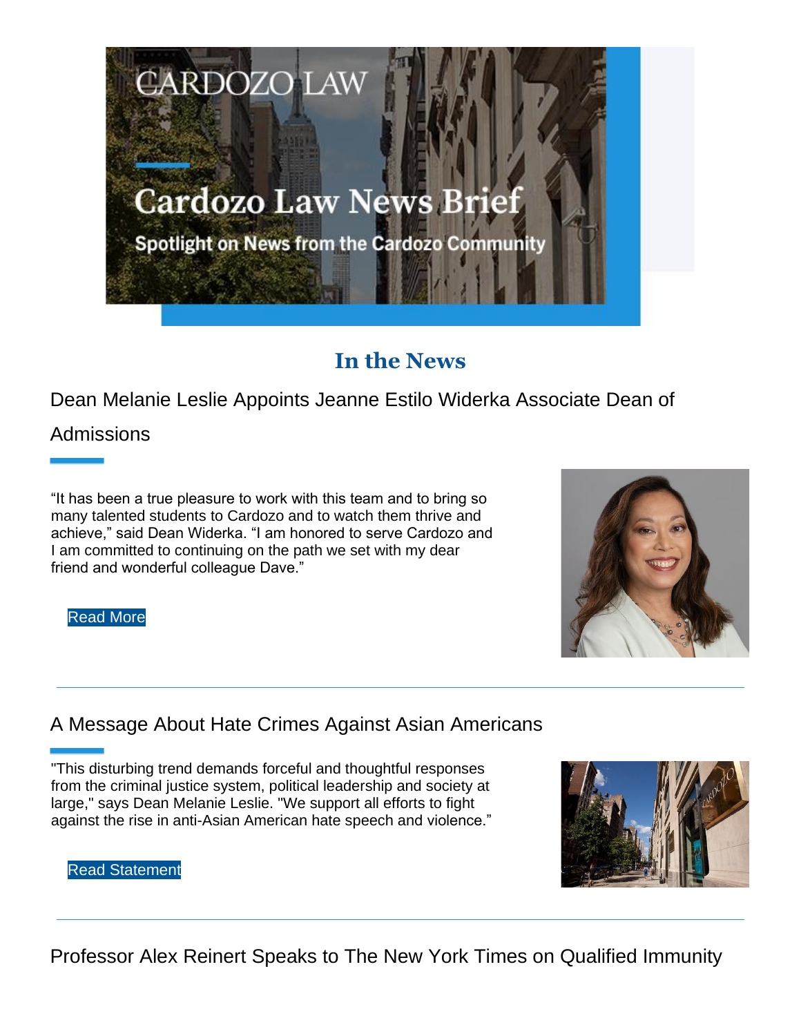# Cardozo Law News Brief

Spotlight on News from the Cardozo Community

## In the News

### Dean Melanie Leslie Appoints Jeanne Estilo Widerka Associate Dean of Admissions

“It has been a true pleasure to work with this team and to bring so many talented students to Cardozo and to watch them thrive and achieve,” said Dean Widerka. “I am honored to serve Cardozo and I am committed to continuing on the path we set with my dear friend and wonderful colleague Dave.”

Read More

---

### A Message About Hate Crimes Against Asian Americans

"This disturbing trend demands forceful and thoughtful responses from the criminal justice system, political leadership and society at large," says Dean Melanie Leslie. "We support all efforts to fight against the rise in anti-Asian American hate speech and violence.”

Read Statement

---

### Professor Alex Reinert Speaks to The New York Times on Qualified Immunity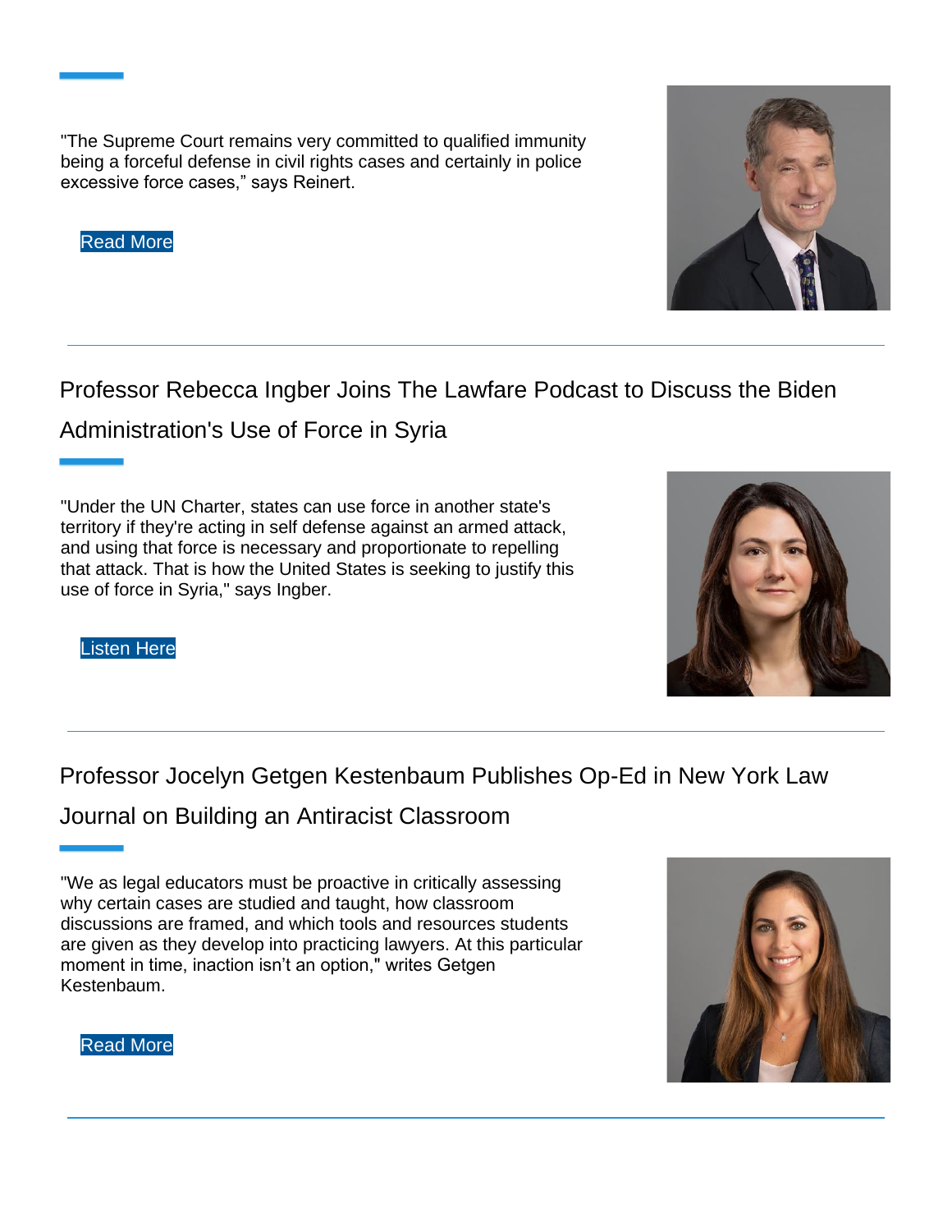"The Supreme Court remains very committed to qualified immunity being a forceful defense in civil rights cases and certainly in police excessive force cases," says Reinert.

Read More

---

## Professor Rebecca Ingber Joins The Lawfare Podcast to Discuss the Biden Administration's Use of Force in Syria

"Under the UN Charter, states can use force in another state's territory if they're acting in self defense against an armed attack, and using that force is necessary and proportionate to repelling that attack. That is how the United States is seeking to justify this use of force in Syria," says Ingber.

Listen Here

---

## Professor Jocelyn Getgen Kestenbaum Publishes Op-Ed in New York Law Journal on Building an Antiracist Classroom

"We as legal educators must be proactive in critically assessing why certain cases are studied and taught, how classroom discussions are framed, and which tools and resources students are given as they develop into practicing lawyers. At this particular moment in time, inaction isn't an option," writes Getgen Kestenbaum.

Read More

---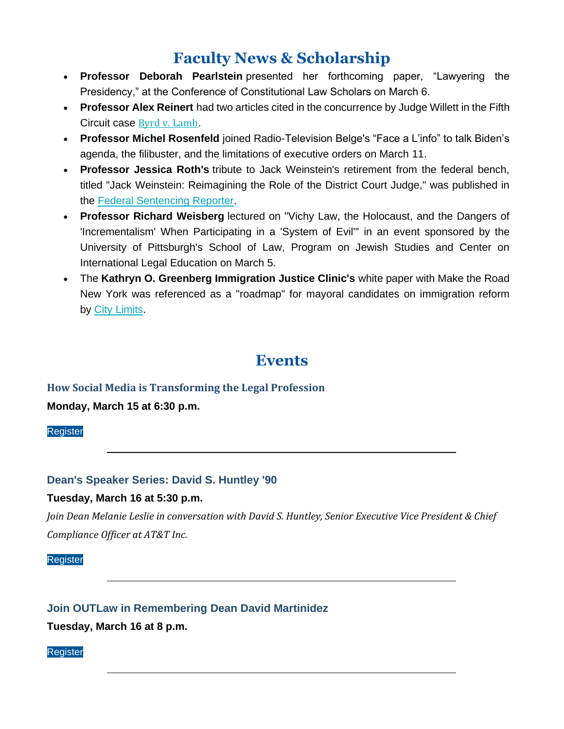## Faculty News & Scholarship

- **Professor Deborah Pearlstein** presented her forthcoming paper, “Lawyering the Presidency,” at the Conference of Constitutional Law Scholars on March 6.
- **Professor Alex Reinert** had two articles cited in the concurrence by Judge Willett in the Fifth Circuit case Byrd v. Lamb.
- **Professor Michel Rosenfeld** joined Radio-Television Belge's “Face a L’info” to talk Biden’s agenda, the filibuster, and the limitations of executive orders on March 11.
- **Professor Jessica Roth's** tribute to Jack Weinstein's retirement from the federal bench, titled "Jack Weinstein: Reimagining the Role of the District Court Judge," was published in the Federal Sentencing Reporter.
- **Professor Richard Weisberg** lectured on "Vichy Law, the Holocaust, and the Dangers of 'Incrementalism' When Participating in a 'System of Evil'" in an event sponsored by the University of Pittsburgh's School of Law, Program on Jewish Studies and Center on International Legal Education on March 5.
- The **Kathryn O. Greenberg Immigration Justice Clinic's** white paper with Make the Road New York was referenced as a "roadmap" for mayoral candidates on immigration reform by City Limits.

## Events

### How Social Media is Transforming the Legal Profession

**Monday, March 15 at 6:30 p.m.**

Register

---

### Dean's Speaker Series: David S. Huntley '90

**Tuesday, March 16 at 5:30 p.m.**

*Join Dean Melanie Leslie in conversation with David S. Huntley, Senior Executive Vice President & Chief Compliance Officer at AT&T Inc.*

Register

---

### Join OUTLaw in Remembering Dean David Martinidez

**Tuesday, March 16 at 8 p.m.**

Register

---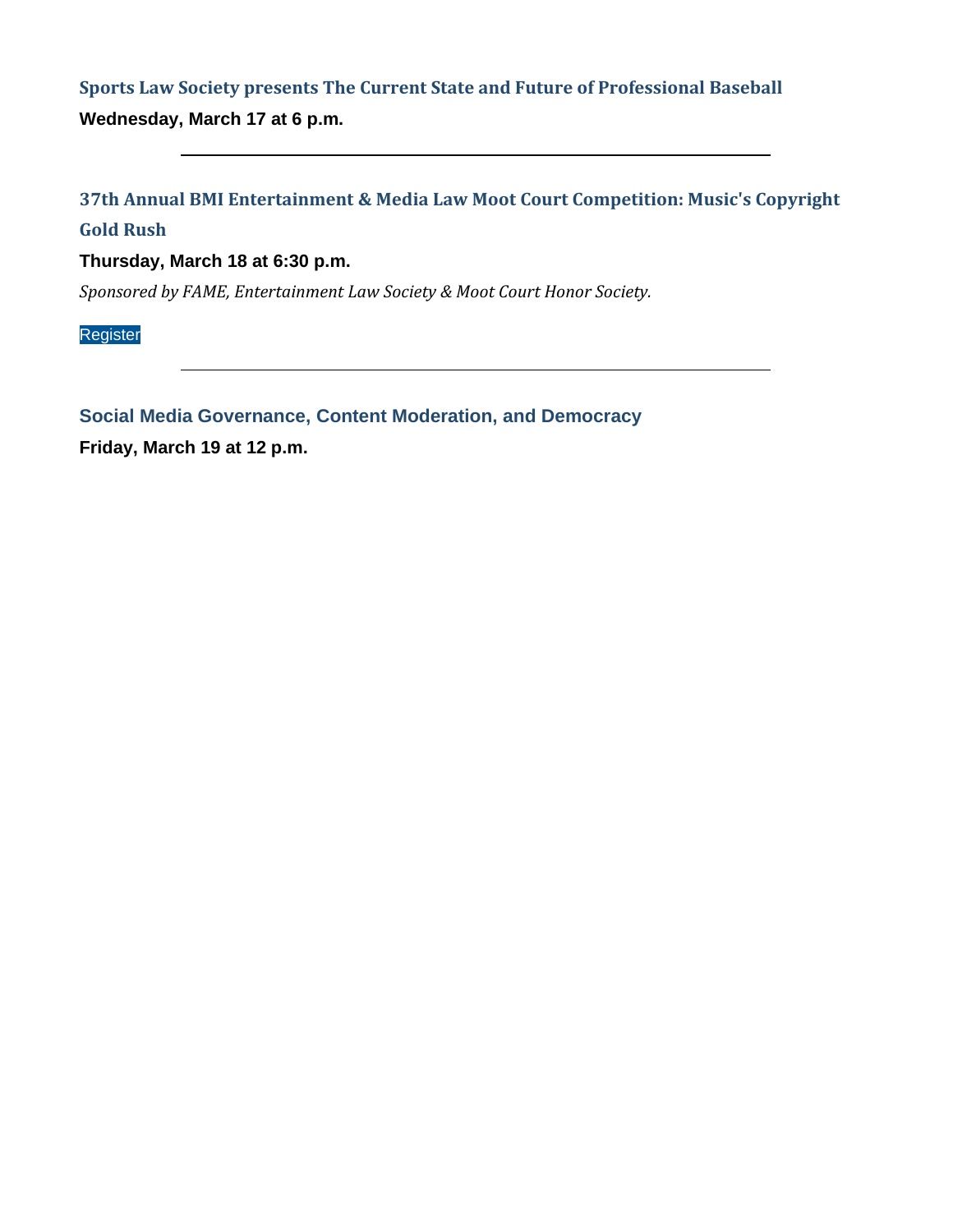### Sports Law Society presents The Current State and Future of Professional Baseball

**Wednesday, March 17 at 6 p.m.**

---

### 37th Annual BMI Entertainment & Media Law Moot Court Competition: Music's Copyright Gold Rush

**Thursday, March 18 at 6:30 p.m.**

*Sponsored by FAME, Entertainment Law Society & Moot Court Honor Society.*

Register

---

### Social Media Governance, Content Moderation, and Democracy

**Friday, March 19 at 12 p.m.**